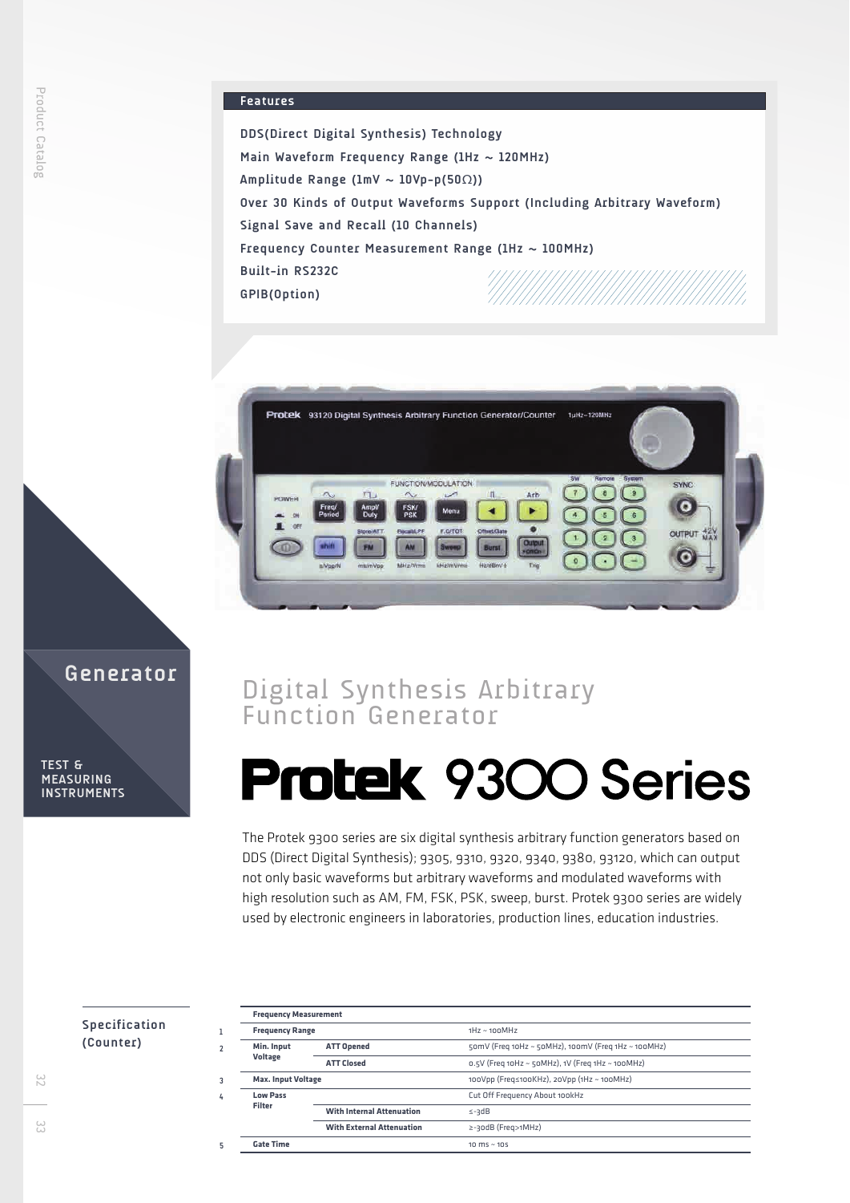## Features

DDS(Direct Digital Synthesis) Technology
Main Waveform Frequency Range (1Hz ~ 120MHz)
Amplitude Range (1mV ~ 10Vp-p(50Ω))
Over 30 Kinds of Output Waveforms Support (Including Arbitrary Waveform)
Signal Save and Recall (10 Channels)
Frequency Counter Measurement Range (1Hz ~ 100MHz)
Built-in RS232C
GPIB(Option)

Generator

TEST & MEASURING INSTRUMENTS

# Digital Synthesis Arbitrary Function Generator

# Protek 9300 Series

The Protek 9300 series are six digital synthesis arbitrary function generators based on DDS (Direct Digital Synthesis); 9305, 9310, 9320, 9340, 9380, 93120, which can output not only basic waveforms but arbitrary waveforms and modulated waveforms with high resolution such as AM, FM, FSK, PSK, sweep, burst. Protek 9300 series are widely used by electronic engineers in laboratories, production lines, education industries.

## Specification (Counter)

| | Frequency Measurement | | |
|---|---|---|---|
| 1 | **Frequency Range** | | 1Hz ~ 100MHz |
| 2 | **Min. Input Voltage** | **ATT Opened** | 50mV (Freq 10Hz ~ 50MHz), 100mV (Freq 1Hz ~ 100MHz) |
| | | **ATT Closed** | 0.5V (Freq 10Hz ~ 50MHz), 1V (Freq 1Hz ~ 100MHz) |
| 3 | **Max. Input Voltage** | | 100Vpp (Freq≤100KHz), 20Vpp (1Hz ~ 100MHz) |
| 4 | **Low Pass Filter** | | Cut Off Frequency About 100kHz |
| | | **With Internal Attenuation** | ≤-3dB |
| | | **With External Attenuation** | ≥-30dB (Freq>1MHz) |
| 5 | **Gate Time** | | 10 ms ~ 10s |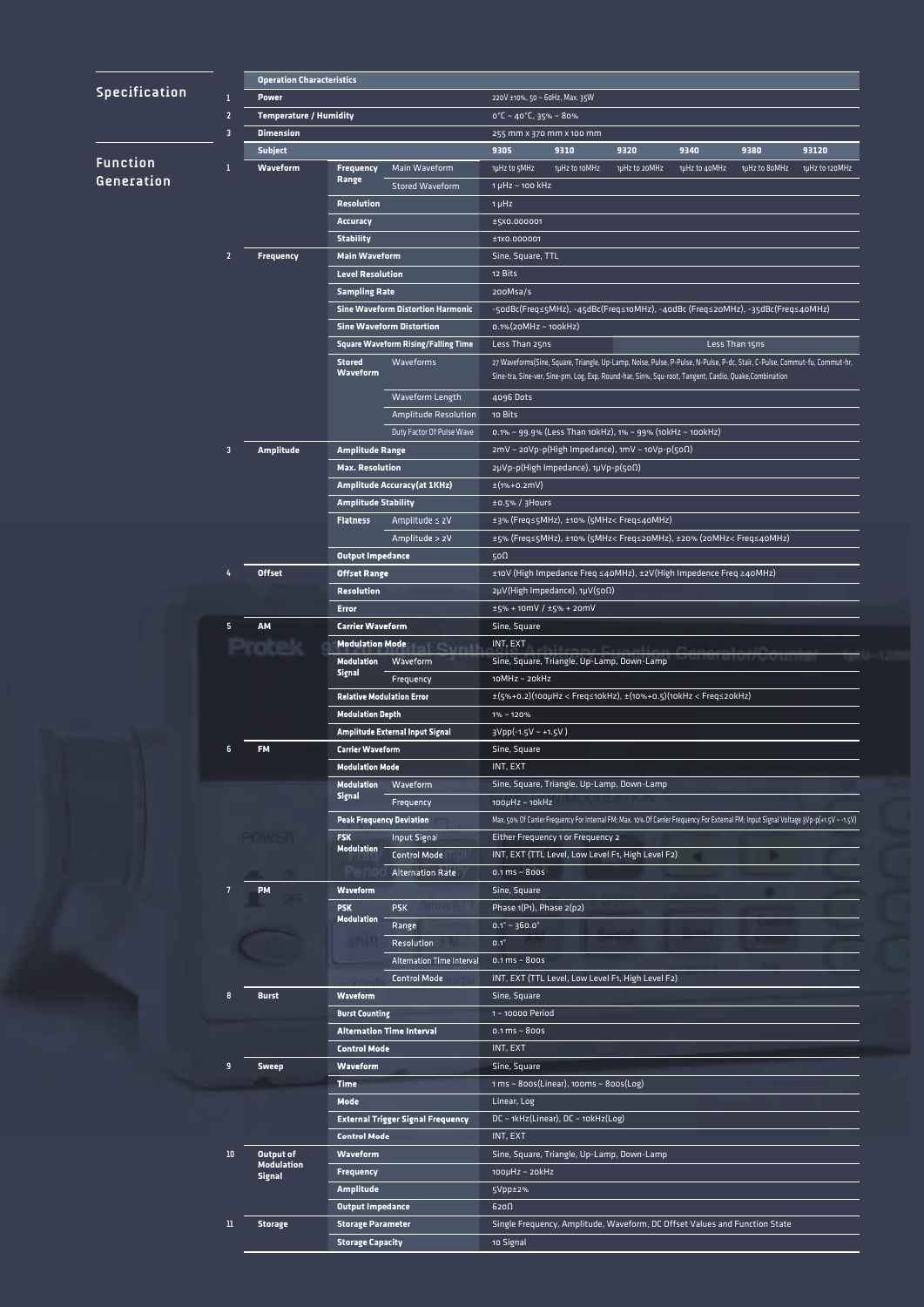## Specification

## Function Generation

| | Operation Characteristics | | | | | | | | |
|---|---|---|---|---|---|---|---|---|---|
| 1 | **Power** | | | 220V ±10%, 50 ~ 60Hz, Max. 35W | | | | | |
| 2 | **Temperature / Humidity** | | | 0°C ~ 40°C, 35% ~ 80% | | | | | |
| 3 | **Dimension** | | | 255 mm x 370 mm x 100 mm | | | | | |
| | **Subject** | | | **9305** | **9310** | **9320** | **9340** | **9380** | **93120** |
| 1 | **Waveform** | **Frequency Range** | Main Waveform | 1μHz to 5MHz | 1μHz to 10MHz | 1μHz to 20MHz | 1μHz to 40MHz | 1μHz to 80MHz | 1μHz to 120MHz |
| | | | Stored Waveform | 1 μHz ~ 100 kHz | | | | | |
| | | **Resolution** | | 1 μHz | | | | | |
| | | **Accuracy** | | ±5x0.000001 | | | | | |
| | | **Stability** | | ±1x0.000001 | | | | | |
| 2 | **Frequency** | **Main Waveform** | | Sine, Square, TTL | | | | | |
| | | **Level Resolution** | | 12 Bits | | | | | |
| | | **Sampling Rate** | | 200Msa/s | | | | | |
| | | **Sine Waveform Distortion Harmonic** | | -50dBc(Freq≤5MHz), -45dBc(Freq≤10MHz), -40dBc (Freq≤20MHz), -35dBc(Freq≤40MHz) | | | | | |
| | | **Sine Waveform Distortion** | | 0.1%(20MHz ~ 100kHz) | | | | | |
| | | **Square Waveform Rising/Falling Time** | | Less Than 25ns | | | Less Than 15ns | | |
| | | **Stored Waveform** | Waveforms | 27 Waveforms(Sine, Square, Triangle, Up-Lamp, Noise, Pulse, P-Pulse, N-Pulse, P-dc, Stair, C-Pulse, Commut-fu, Commut-hr, Sine-tra, Sine-ver, Sine-pm, Log, Exp, Round-har, Sin%, Squ-root, Tangent, Cardio, Quake,Combination | | | | | |
| | | | Waveform Length | 4096 Dots | | | | | |
| | | | Amplitude Resolution | 10 Bits | | | | | |
| | | | Duty Factor Of Pulse Wave | 0.1% ~ 99.9% (Less Than 10kHz), 1% ~ 99% (10kHz ~ 100kHz) | | | | | |
| 3 | **Amplitude** | **Amplitude Range** | | 2mV ~ 20Vp-p(High Impedance), 1mV ~ 10Vp-p(50Ω) | | | | | |
| | | **Max. Resolution** | | 2μVp-p(High Impedance), 1μVp-p(50Ω) | | | | | |
| | | **Amplitude Accuracy(at 1KHz)** | | ±(1%+0.2mV) | | | | | |
| | | **Amplitude Stability** | | ±0.5% / 3Hours | | | | | |
| | | **Flatness** | Amplitude ≤ 2V | ±3% (Freq≤5MHz), ±10% (5MHz< Freq≤40MHz) | | | | | |
| | | | Amplitude > 2V | ±5% (Freq≤5MHz), ±10% (5MHz< Freq≤20MHz), ±20% (20MHz< Freq≤40MHz) | | | | | |
| | | **Output Impedance** | | 50Ω | | | | | |
| 4 | **Offset** | **Offset Range** | | ±10V (High Impedance Freq ≤40MHz), ±2V(High Impedence Freq ≥40MHz) | | | | | |
| | | **Resolution** | | 2μV(High Impedance), 1μV(50Ω) | | | | | |
| | | **Error** | | ±5% + 10mV / ±5% + 20mV | | | | | |
| 5 | **AM** | **Carrier Waveform** | | Sine, Square | | | | | |
| | | **Modulation Mode** | | INT, EXT | | | | | |
| | | **Modulation Signal** | Waveform | Sine, Square, Triangle, Up-Lamp, Down-Lamp | | | | | |
| | | | Frequency | 10MHz ~ 20kHz | | | | | |
| | | **Relative Modulation Error** | | ±(5%+0.2)(100μHz < Freq≤10kHz), ±(10%+0.5)(10kHz < Freq≤20kHz) | | | | | |
| | | **Modulation Depth** | | 1% ~ 120% | | | | | |
| | | **Amplitude External Input Signal** | | 3Vpp(-1.5V ~ +1.5V ) | | | | | |
| 6 | **FM** | **Carrier Waveform** | | Sine, Square | | | | | |
| | | **Modulation Mode** | | INT, EXT | | | | | |
| | | **Modulation Signal** | Waveform | Sine, Square, Triangle, Up-Lamp, Down-Lamp | | | | | |
| | | | Frequency | 100μHz ~ 10kHz | | | | | |
| | | **Peak Frequency Deviation** | | Max. 50% Of Carrier Frequency For Internal FM; Max. 10% Of Carrier Frequency For External FM; Input Signal Voltage 3Vp-p(+1.5V ~ -1.5V) | | | | | |
| | | **FSK Modulation** | Input Signal | Either Frequency 1 or Frequency 2 | | | | | |
| | | | Control Mode | INT, EXT (TTL Level, Low Level F1, High Level F2) | | | | | |
| | | | Alternation Rate | 0.1 ms ~ 800s | | | | | |
| 7 | **PM** | **Waveform** | | Sine, Square | | | | | |
| | | **PSK Modulation** | PSK | Phase 1(P1), Phase 2(p2) | | | | | |
| | | | Range | 0.1° ~ 360.0° | | | | | |
| | | | Resolution | 0.1° | | | | | |
| | | | Alternation Time Interval | 0.1 ms ~ 800s | | | | | |
| | | | Control Mode | INT, EXT (TTL Level, Low Level F1, High Level F2) | | | | | |
| 8 | **Burst** | **Waveform** | | Sine, Square | | | | | |
| | | **Burst Counting** | | 1 ~ 10000 Period | | | | | |
| | | **Alternation Time Interval** | | 0.1 ms ~ 800s | | | | | |
| | | **Control Mode** | | INT, EXT | | | | | |
| 9 | **Sweep** | **Waveform** | | Sine, Square | | | | | |
| | | **Time** | | 1 ms ~ 800s(Linear), 100ms ~ 800s(Log) | | | | | |
| | | **Mode** | | Linear, Log | | | | | |
| | | **External Trigger Signal Frequency** | | DC ~ 1kHz(Linear), DC ~ 10kHz(Log) | | | | | |
| | | **Control Mode** | | INT, EXT | | | | | |
| 10 | **Output of Modulation Signal** | **Waveform** | | Sine, Square, Triangle, Up-Lamp, Down-Lamp | | | | | |
| | | **Frequency** | | 100μHz ~ 20kHz | | | | | |
| | | **Amplitude** | | 5Vpp±2% | | | | | |
| | | **Output Impedance** | | 620Ω | | | | | |
| 11 | **Storage** | **Storage Parameter** | | Single Frequency, Amplitude, Waveform, DC Offset Values and Function State | | | | | |
| | | **Storage Capacity** | | 10 Signal | | | | | |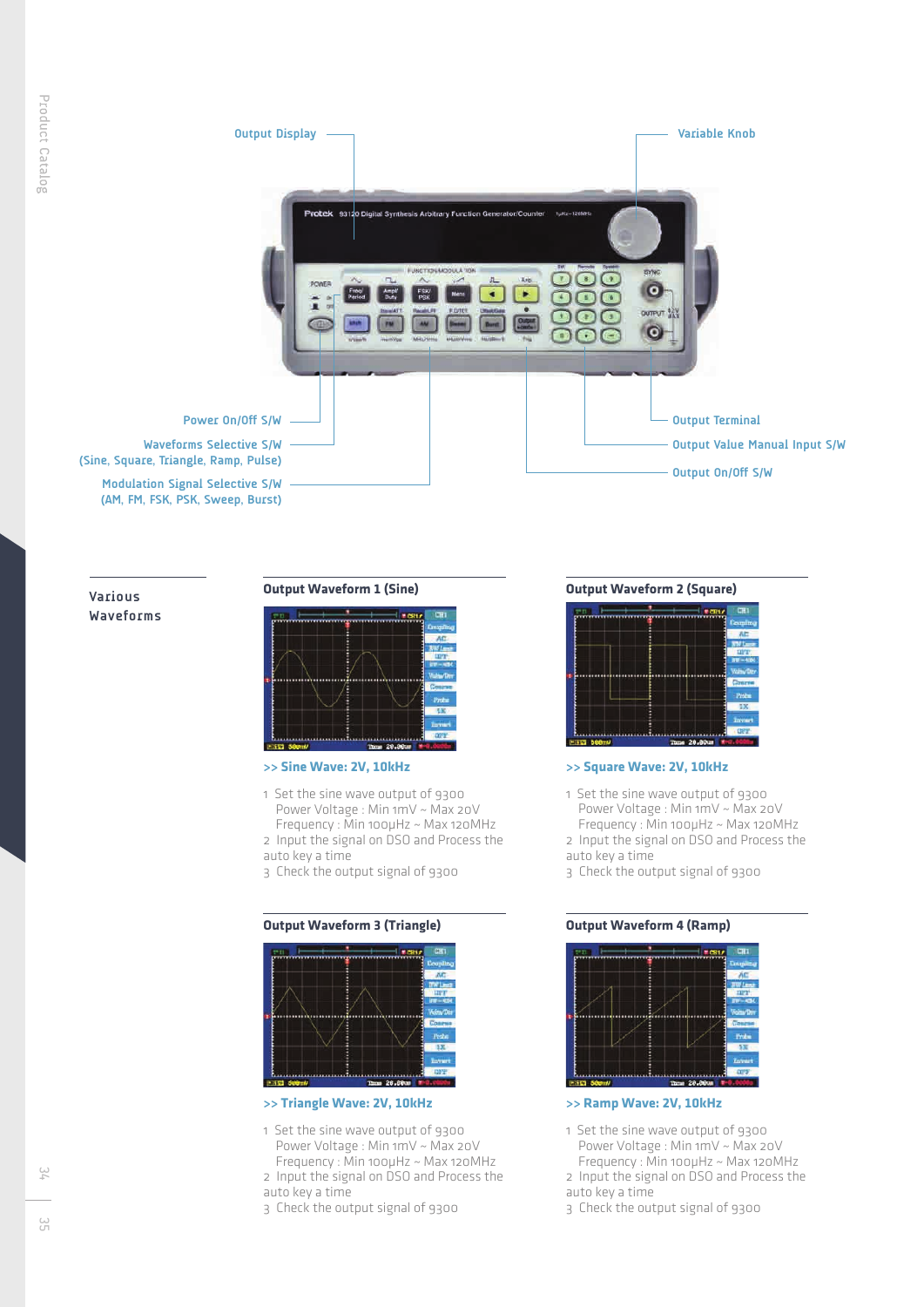Output Display

Variable Knob

Power On/Off S/W

Waveforms Selective S/W
(Sine, Square, Triangle, Ramp, Pulse)

Modulation Signal Selective S/W
(AM, FM, FSK, PSK, Sweep, Burst)

Output Terminal

Output Value Manual Input S/W

Output On/Off S/W

## Various Waveforms

### Output Waveform 1 (Sine)

**>> Sine Wave: 2V, 10kHz**

1 Set the sine wave output of 9300
   Power Voltage : Min 1mV ~ Max 20V
   Frequency : Min 100μHz ~ Max 120MHz
2 Input the signal on DSO and Process the auto key a time
3 Check the output signal of 9300

### Output Waveform 2 (Square)

**>> Square Wave: 2V, 10kHz**

1 Set the sine wave output of 9300
   Power Voltage : Min 1mV ~ Max 20V
   Frequency : Min 100μHz ~ Max 120MHz
2 Input the signal on DSO and Process the auto key a time
3 Check the output signal of 9300

### Output Waveform 3 (Triangle)

**>> Triangle Wave: 2V, 10kHz**

1 Set the sine wave output of 9300
   Power Voltage : Min 1mV ~ Max 20V
   Frequency : Min 100μHz ~ Max 120MHz
2 Input the signal on DSO and Process the auto key a time
3 Check the output signal of 9300

### Output Waveform 4 (Ramp)

**>> Ramp Wave: 2V, 10kHz**

1 Set the sine wave output of 9300
   Power Voltage : Min 1mV ~ Max 20V
   Frequency : Min 100μHz ~ Max 120MHz
2 Input the signal on DSO and Process the auto key a time
3 Check the output signal of 9300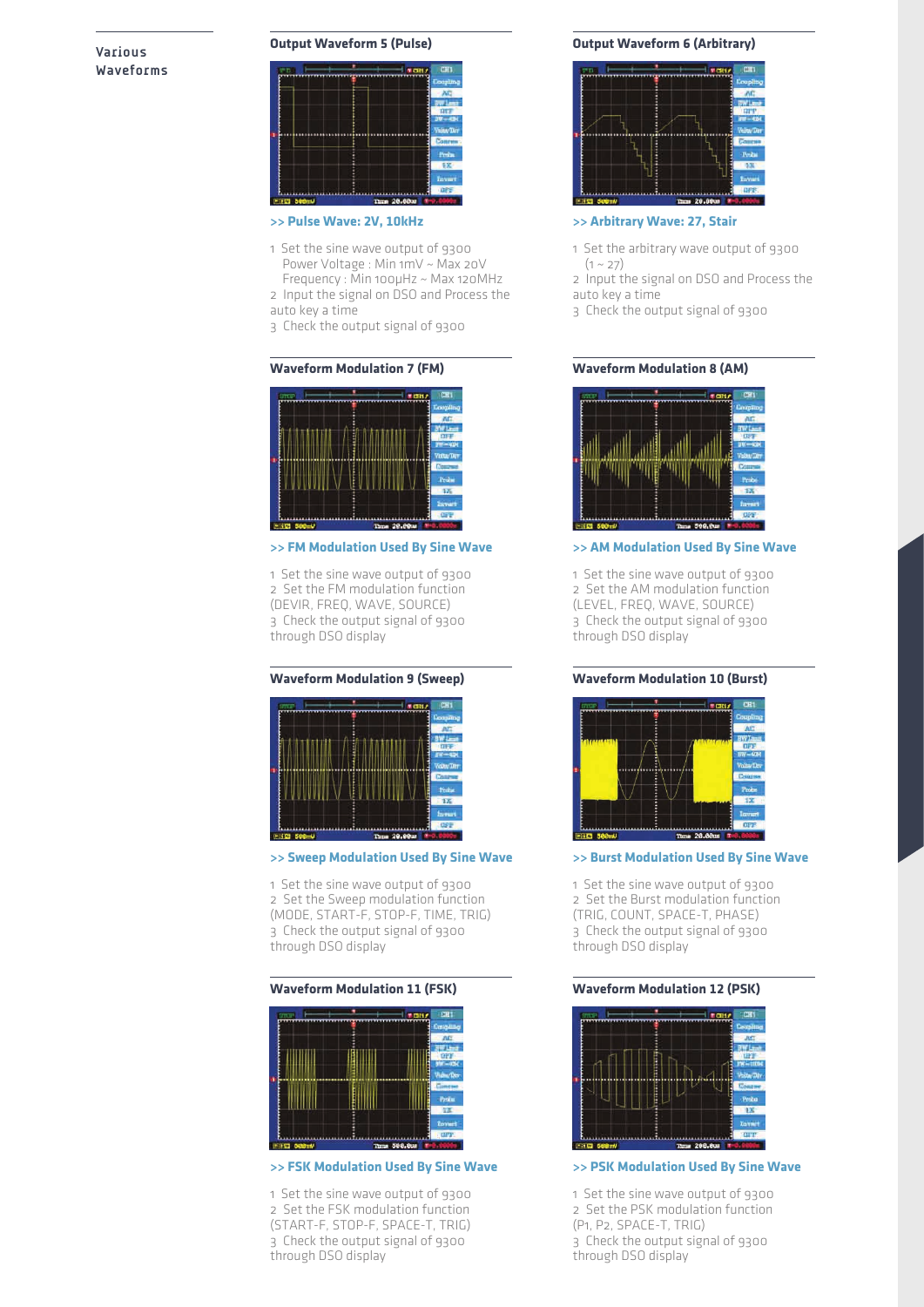Various Waveforms

## Output Waveform 5 (Pulse)

>> Pulse Wave: 2V, 10kHz

1 Set the sine wave output of 9300
   Power Voltage : Min 1mV ~ Max 20V
   Frequency : Min 100μHz ~ Max 120MHz
2 Input the signal on DSO and Process the auto key a time
3 Check the output signal of 9300

## Output Waveform 6 (Arbitrary)

>> Arbitrary Wave: 27, Stair

1 Set the arbitrary wave output of 9300 (1 ~ 27)
2 Input the signal on DSO and Process the auto key a time
3 Check the output signal of 9300

## Waveform Modulation 7 (FM)

>> FM Modulation Used By Sine Wave

1 Set the sine wave output of 9300
2 Set the FM modulation function (DEVIR, FREQ, WAVE, SOURCE)
3 Check the output signal of 9300 through DSO display

## Waveform Modulation 8 (AM)

>> AM Modulation Used By Sine Wave

1 Set the sine wave output of 9300
2 Set the AM modulation function (LEVEL, FREQ, WAVE, SOURCE)
3 Check the output signal of 9300 through DSO display

## Waveform Modulation 9 (Sweep)

>> Sweep Modulation Used By Sine Wave

1 Set the sine wave output of 9300
2 Set the Sweep modulation function (MODE, START-F, STOP-F, TIME, TRIG)
3 Check the output signal of 9300 through DSO display

## Waveform Modulation 10 (Burst)

>> Burst Modulation Used By Sine Wave

1 Set the sine wave output of 9300
2 Set the Burst modulation function (TRIG, COUNT, SPACE-T, PHASE)
3 Check the output signal of 9300 through DSO display

## Waveform Modulation 11 (FSK)

>> FSK Modulation Used By Sine Wave

1 Set the sine wave output of 9300
2 Set the FSK modulation function (START-F, STOP-F, SPACE-T, TRIG)
3 Check the output signal of 9300 through DSO display

## Waveform Modulation 12 (PSK)

>> PSK Modulation Used By Sine Wave

1 Set the sine wave output of 9300
2 Set the PSK modulation function (P1, P2, SPACE-T, TRIG)
3 Check the output signal of 9300 through DSO display